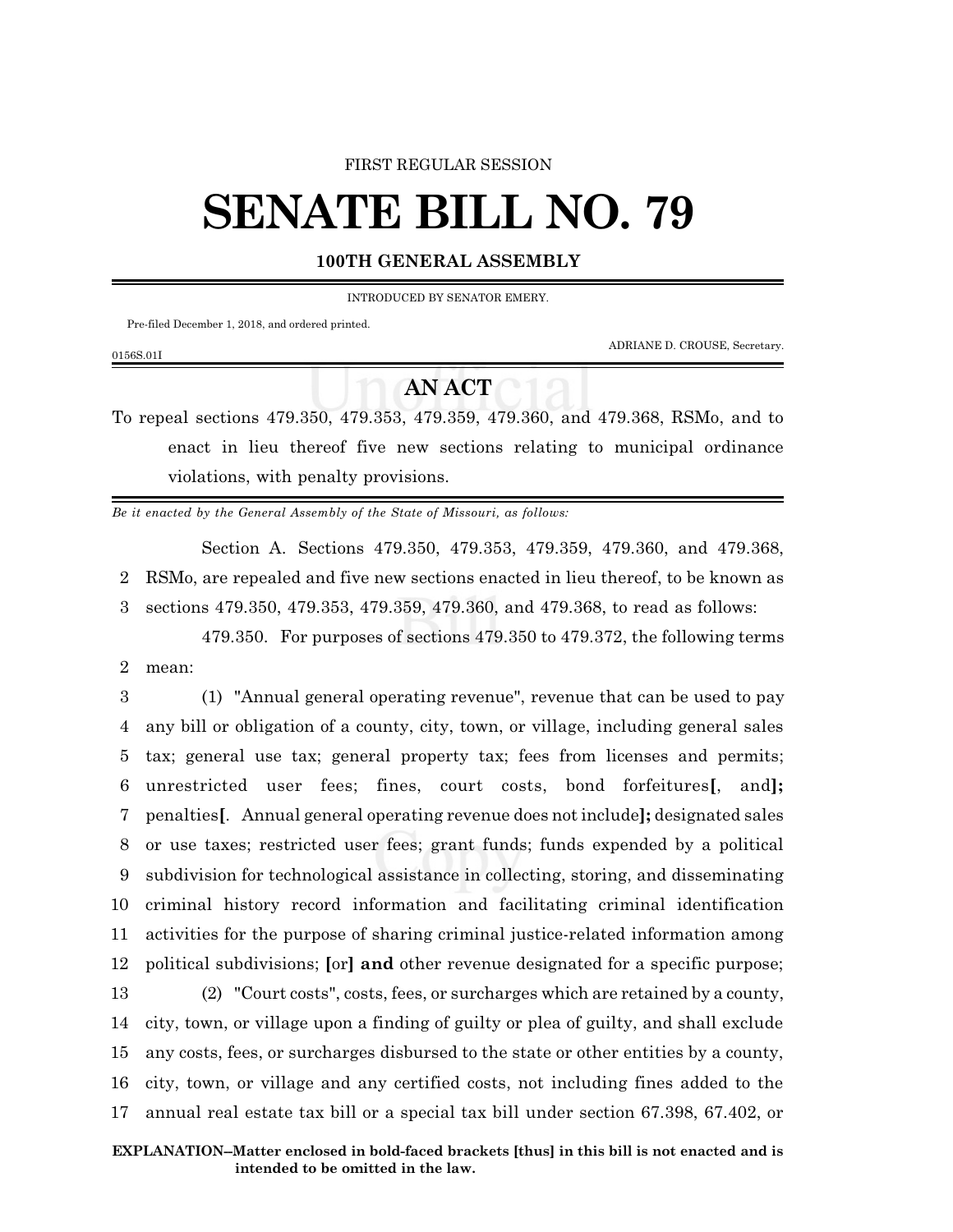FIRST REGULAR SESSION

# SENATE BILL NO. 79

**100TH GENERAL ASSEMBLY**

INTRODUCED BY SENATOR EMERY.

Pre-filed December 1, 2018, and ordered printed.

ADRIANE D. CROUSE, Secretary.

0156S.01I

## AN ACT

To repeal sections 479.350, 479.353, 479.359, 479.360, and 479.368, RSMo, and to enact in lieu thereof five new sections relating to municipal ordinance violations, with penalty provisions.

*Be it enacted by the General Assembly of the State of Missouri, as follows:*

Section A. Sections 479.350, 479.353, 479.359, 479.360, and 479.368, RSMo, are repealed and five new sections enacted in lieu thereof, to be known as sections 479.350, 479.353, 479.359, 479.360, and 479.368, to read as follows:

479.350. For purposes of sections 479.350 to 479.372, the following terms mean:

(1) "Annual general operating revenue", revenue that can be used to pay any bill or obligation of a county, city, town, or village, including general sales tax; general use tax; general property tax; fees from licenses and permits; unrestricted user fees; fines, court costs, bond forfeitures**[**, and**];** penalties**[**. Annual general operating revenue does not include**];** designated sales or use taxes; restricted user fees; grant funds; funds expended by a political subdivision for technological assistance in collecting, storing, and disseminating criminal history record information and facilitating criminal identification activities for the purpose of sharing criminal justice-related information among political subdivisions; **[**or**]** **and** other revenue designated for a specific purpose;

(2) "Court costs", costs, fees, or surcharges which are retained by a county, city, town, or village upon a finding of guilty or plea of guilty, and shall exclude any costs, fees, or surcharges disbursed to the state or other entities by a county, city, town, or village and any certified costs, not including fines added to the annual real estate tax bill or a special tax bill under section 67.398, 67.402, or

**EXPLANATION–Matter enclosed in bold-faced brackets [thus] in this bill is not enacted and is intended to be omitted in the law.**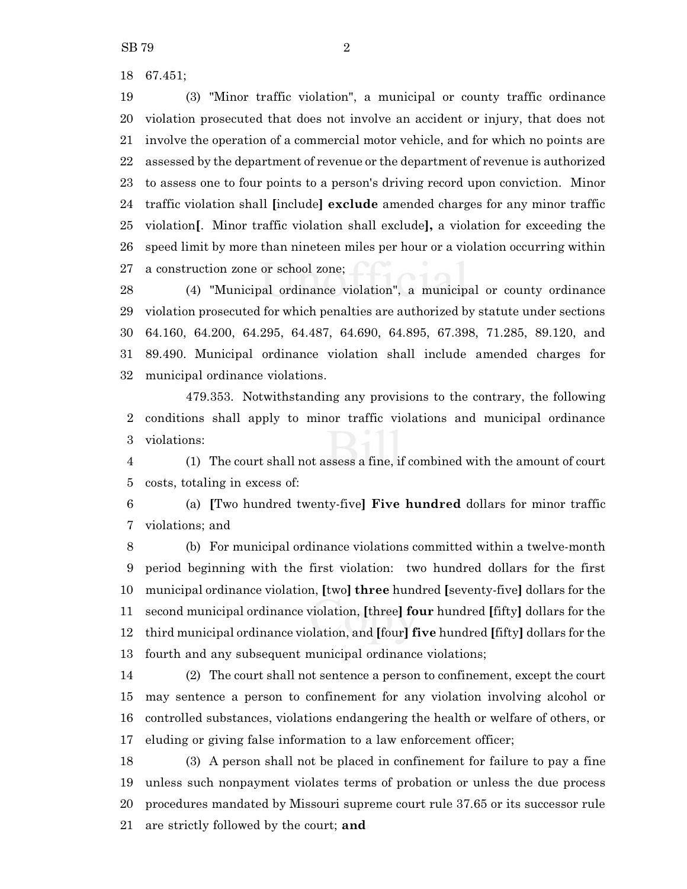67.451;

(3) "Minor traffic violation", a municipal or county traffic ordinance violation prosecuted that does not involve an accident or injury, that does not involve the operation of a commercial motor vehicle, and for which no points are assessed by the department of revenue or the department of revenue is authorized to assess one to four points to a person's driving record upon conviction. Minor traffic violation shall [include] **exclude** amended charges for any minor traffic violation[. Minor traffic violation shall exclude]**,** a violation for exceeding the speed limit by more than nineteen miles per hour or a violation occurring within a construction zone or school zone;

(4) "Municipal ordinance violation", a municipal or county ordinance violation prosecuted for which penalties are authorized by statute under sections 64.160, 64.200, 64.295, 64.487, 64.690, 64.895, 67.398, 71.285, 89.120, and 89.490. Municipal ordinance violation shall include amended charges for municipal ordinance violations.

479.353. Notwithstanding any provisions to the contrary, the following conditions shall apply to minor traffic violations and municipal ordinance violations:

(1) The court shall not assess a fine, if combined with the amount of court costs, totaling in excess of:

(a) [Two hundred twenty-five] **Five hundred** dollars for minor traffic violations; and

(b) For municipal ordinance violations committed within a twelve-month period beginning with the first violation: two hundred dollars for the first municipal ordinance violation, [two] **three** hundred [seventy-five] dollars for the second municipal ordinance violation, [three] **four** hundred [fifty] dollars for the third municipal ordinance violation, and [four] **five** hundred [fifty] dollars for the fourth and any subsequent municipal ordinance violations;

(2) The court shall not sentence a person to confinement, except the court may sentence a person to confinement for any violation involving alcohol or controlled substances, violations endangering the health or welfare of others, or eluding or giving false information to a law enforcement officer;

(3) A person shall not be placed in confinement for failure to pay a fine unless such nonpayment violates terms of probation or unless the due process procedures mandated by Missouri supreme court rule 37.65 or its successor rule are strictly followed by the court; **and**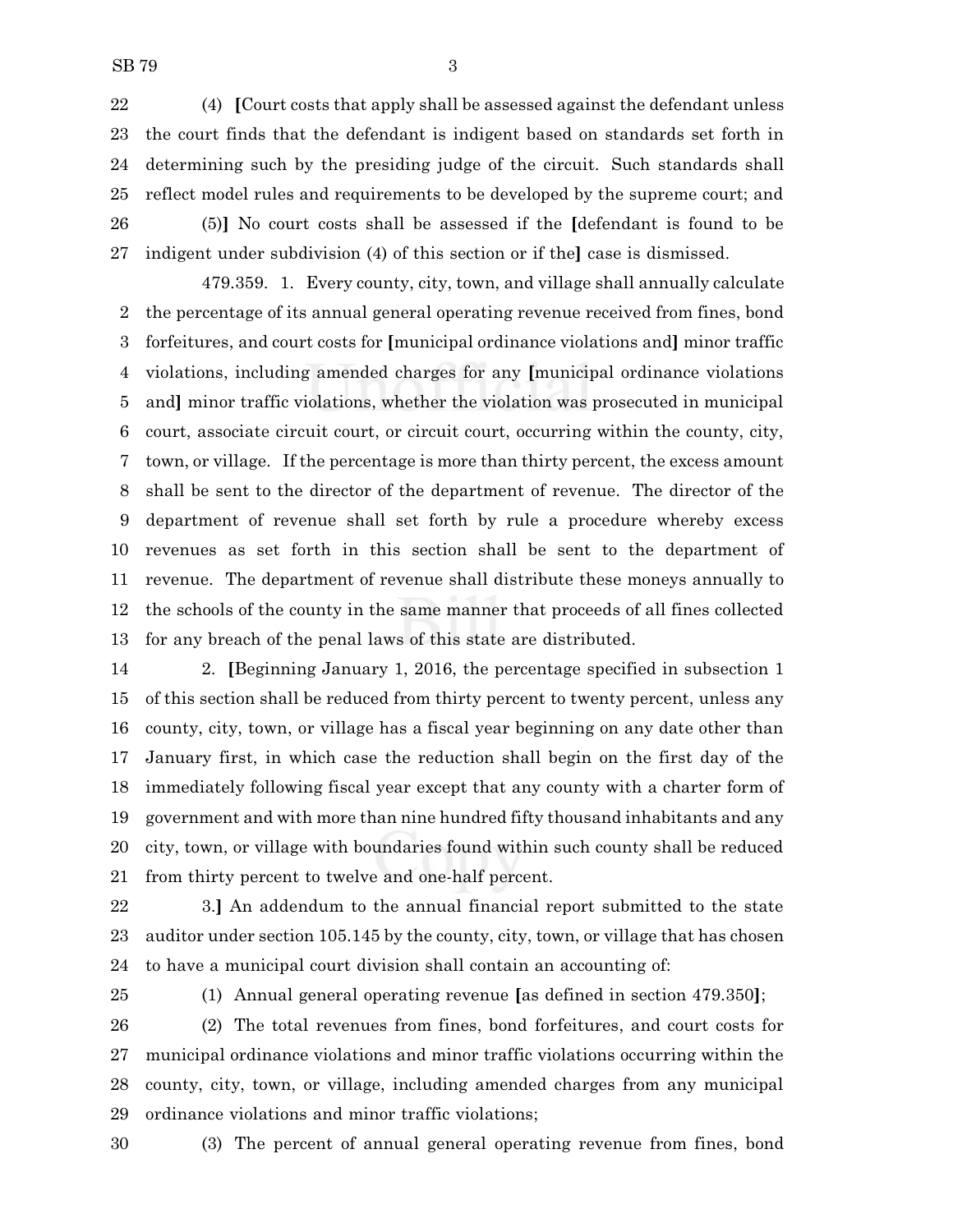22 (4) **[**Court costs that apply shall be assessed against the defendant unless
23 the court finds that the defendant is indigent based on standards set forth in
24 determining such by the presiding judge of the circuit. Such standards shall
25 reflect model rules and requirements to be developed by the supreme court; and
26 (5)**]** No court costs shall be assessed if the **[**defendant is found to be
27 indigent under subdivision (4) of this section or if the**]** case is dismissed.

479.359. 1. Every county, city, town, and village shall annually calculate
2 the percentage of its annual general operating revenue received from fines, bond
3 forfeitures, and court costs for **[**municipal ordinance violations and**]** minor traffic
4 violations, including amended charges for any **[**municipal ordinance violations
5 and**]** minor traffic violations, whether the violation was prosecuted in municipal
6 court, associate circuit court, or circuit court, occurring within the county, city,
7 town, or village. If the percentage is more than thirty percent, the excess amount
8 shall be sent to the director of the department of revenue. The director of the
9 department of revenue shall set forth by rule a procedure whereby excess
10 revenues as set forth in this section shall be sent to the department of
11 revenue. The department of revenue shall distribute these moneys annually to
12 the schools of the county in the same manner that proceeds of all fines collected
13 for any breach of the penal laws of this state are distributed.

14 2. **[**Beginning January 1, 2016, the percentage specified in subsection 1
15 of this section shall be reduced from thirty percent to twenty percent, unless any
16 county, city, town, or village has a fiscal year beginning on any date other than
17 January first, in which case the reduction shall begin on the first day of the
18 immediately following fiscal year except that any county with a charter form of
19 government and with more than nine hundred fifty thousand inhabitants and any
20 city, town, or village with boundaries found within such county shall be reduced
21 from thirty percent to twelve and one-half percent.

22 3.**]** An addendum to the annual financial report submitted to the state
23 auditor under section 105.145 by the county, city, town, or village that has chosen
24 to have a municipal court division shall contain an accounting of:

25 (1) Annual general operating revenue **[**as defined in section 479.350**]**;
26 (2) The total revenues from fines, bond forfeitures, and court costs for
27 municipal ordinance violations and minor traffic violations occurring within the
28 county, city, town, or village, including amended charges from any municipal
29 ordinance violations and minor traffic violations;
30 (3) The percent of annual general operating revenue from fines, bond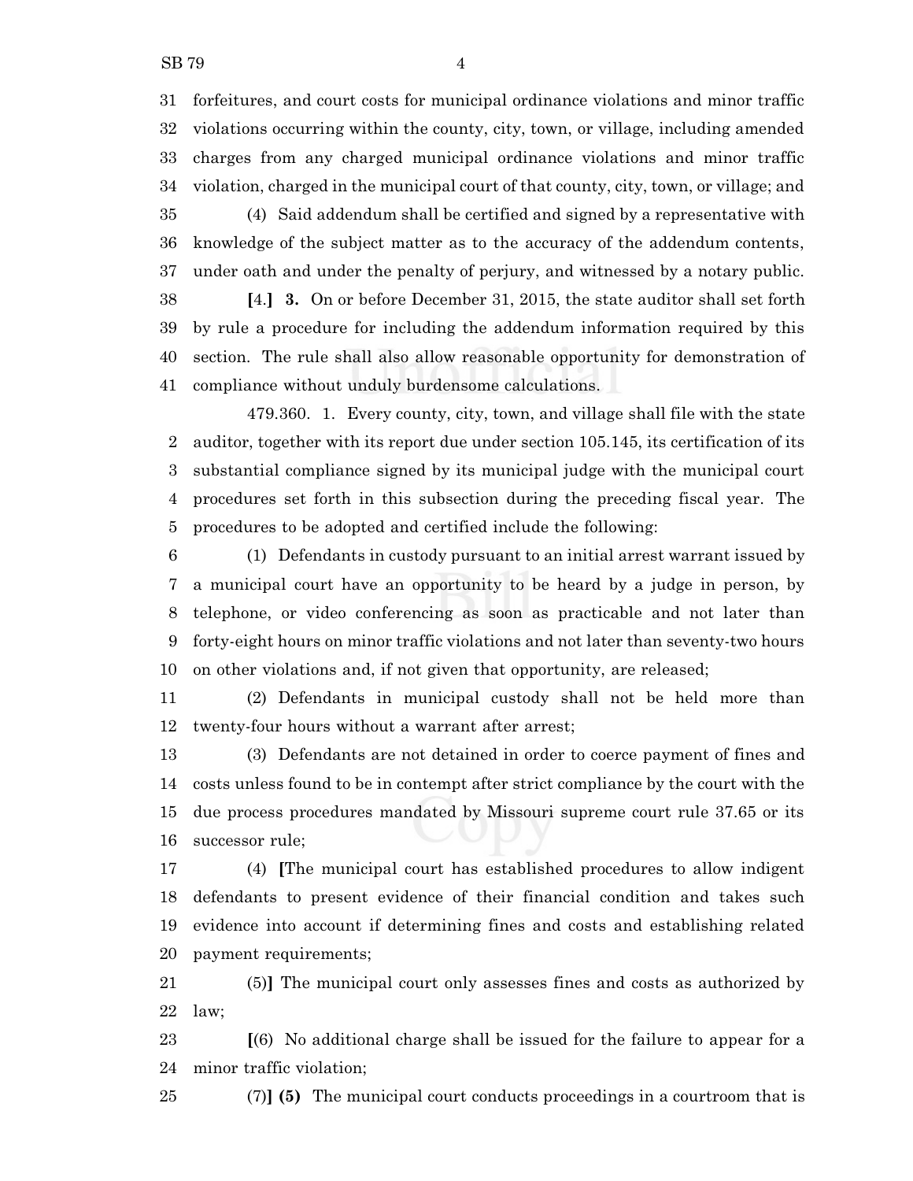31 forfeitures, and court costs for municipal ordinance violations and minor traffic
32 violations occurring within the county, city, town, or village, including amended
33 charges from any charged municipal ordinance violations and minor traffic
34 violation, charged in the municipal court of that county, city, town, or village; and

35 (4) Said addendum shall be certified and signed by a representative with
36 knowledge of the subject matter as to the accuracy of the addendum contents,
37 under oath and under the penalty of perjury, and witnessed by a notary public.

38 **[**4.**]** **3.** On or before December 31, 2015, the state auditor shall set forth
39 by rule a procedure for including the addendum information required by this
40 section. The rule shall also allow reasonable opportunity for demonstration of
41 compliance without unduly burdensome calculations.

479.360. 1. Every county, city, town, and village shall file with the state
2 auditor, together with its report due under section 105.145, its certification of its
3 substantial compliance signed by its municipal judge with the municipal court
4 procedures set forth in this subsection during the preceding fiscal year. The
5 procedures to be adopted and certified include the following:

6 (1) Defendants in custody pursuant to an initial arrest warrant issued by
7 a municipal court have an opportunity to be heard by a judge in person, by
8 telephone, or video conferencing as soon as practicable and not later than
9 forty-eight hours on minor traffic violations and not later than seventy-two hours
10 on other violations and, if not given that opportunity, are released;

11 (2) Defendants in municipal custody shall not be held more than
12 twenty-four hours without a warrant after arrest;

13 (3) Defendants are not detained in order to coerce payment of fines and
14 costs unless found to be in contempt after strict compliance by the court with the
15 due process procedures mandated by Missouri supreme court rule 37.65 or its
16 successor rule;

17 (4) **[**The municipal court has established procedures to allow indigent
18 defendants to present evidence of their financial condition and takes such
19 evidence into account if determining fines and costs and establishing related
20 payment requirements;

21 (5)**]** The municipal court only assesses fines and costs as authorized by
22 law;

23 **[**(6) No additional charge shall be issued for the failure to appear for a
24 minor traffic violation;

25 (7)**]** **(5)** The municipal court conducts proceedings in a courtroom that is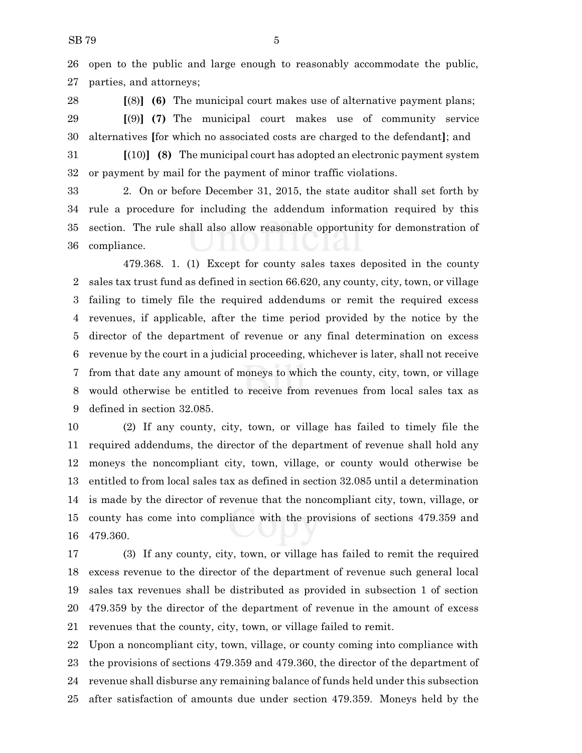open to the public and large enough to reasonably accommodate the public, parties, and attorneys;

[(8)] **(6)** The municipal court makes use of alternative payment plans;

[(9)] **(7)** The municipal court makes use of community service alternatives [for which no associated costs are charged to the defendant]; and

[(10)] **(8)** The municipal court has adopted an electronic payment system or payment by mail for the payment of minor traffic violations.

2. On or before December 31, 2015, the state auditor shall set forth by rule a procedure for including the addendum information required by this section. The rule shall also allow reasonable opportunity for demonstration of compliance.

479.368. 1. (1) Except for county sales taxes deposited in the county sales tax trust fund as defined in section 66.620, any county, city, town, or village failing to timely file the required addendums or remit the required excess revenues, if applicable, after the time period provided by the notice by the director of the department of revenue or any final determination on excess revenue by the court in a judicial proceeding, whichever is later, shall not receive from that date any amount of moneys to which the county, city, town, or village would otherwise be entitled to receive from revenues from local sales tax as defined in section 32.085.

(2) If any county, city, town, or village has failed to timely file the required addendums, the director of the department of revenue shall hold any moneys the noncompliant city, town, village, or county would otherwise be entitled to from local sales tax as defined in section 32.085 until a determination is made by the director of revenue that the noncompliant city, town, village, or county has come into compliance with the provisions of sections 479.359 and 479.360.

(3) If any county, city, town, or village has failed to remit the required excess revenue to the director of the department of revenue such general local sales tax revenues shall be distributed as provided in subsection 1 of section 479.359 by the director of the department of revenue in the amount of excess revenues that the county, city, town, or village failed to remit.

Upon a noncompliant city, town, village, or county coming into compliance with the provisions of sections 479.359 and 479.360, the director of the department of revenue shall disburse any remaining balance of funds held under this subsection after satisfaction of amounts due under section 479.359. Moneys held by the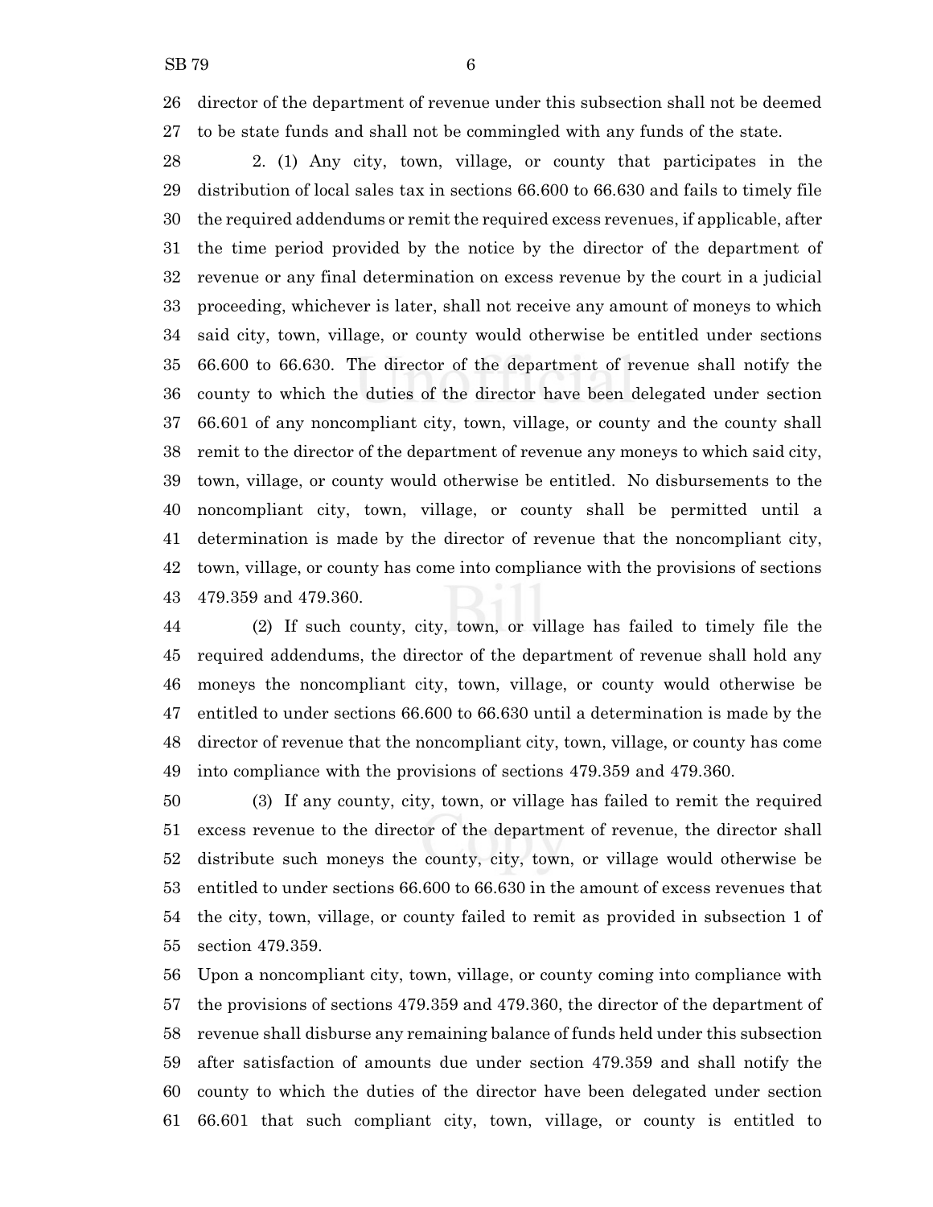director of the department of revenue under this subsection shall not be deemed to be state funds and shall not be commingled with any funds of the state.

2. (1) Any city, town, village, or county that participates in the distribution of local sales tax in sections 66.600 to 66.630 and fails to timely file the required addendums or remit the required excess revenues, if applicable, after the time period provided by the notice by the director of the department of revenue or any final determination on excess revenue by the court in a judicial proceeding, whichever is later, shall not receive any amount of moneys to which said city, town, village, or county would otherwise be entitled under sections 66.600 to 66.630. The director of the department of revenue shall notify the county to which the duties of the director have been delegated under section 66.601 of any noncompliant city, town, village, or county and the county shall remit to the director of the department of revenue any moneys to which said city, town, village, or county would otherwise be entitled. No disbursements to the noncompliant city, town, village, or county shall be permitted until a determination is made by the director of revenue that the noncompliant city, town, village, or county has come into compliance with the provisions of sections 479.359 and 479.360.

(2) If such county, city, town, or village has failed to timely file the required addendums, the director of the department of revenue shall hold any moneys the noncompliant city, town, village, or county would otherwise be entitled to under sections 66.600 to 66.630 until a determination is made by the director of revenue that the noncompliant city, town, village, or county has come into compliance with the provisions of sections 479.359 and 479.360.

(3) If any county, city, town, or village has failed to remit the required excess revenue to the director of the department of revenue, the director shall distribute such moneys the county, city, town, or village would otherwise be entitled to under sections 66.600 to 66.630 in the amount of excess revenues that the city, town, village, or county failed to remit as provided in subsection 1 of section 479.359.

Upon a noncompliant city, town, village, or county coming into compliance with the provisions of sections 479.359 and 479.360, the director of the department of revenue shall disburse any remaining balance of funds held under this subsection after satisfaction of amounts due under section 479.359 and shall notify the county to which the duties of the director have been delegated under section 66.601 that such compliant city, town, village, or county is entitled to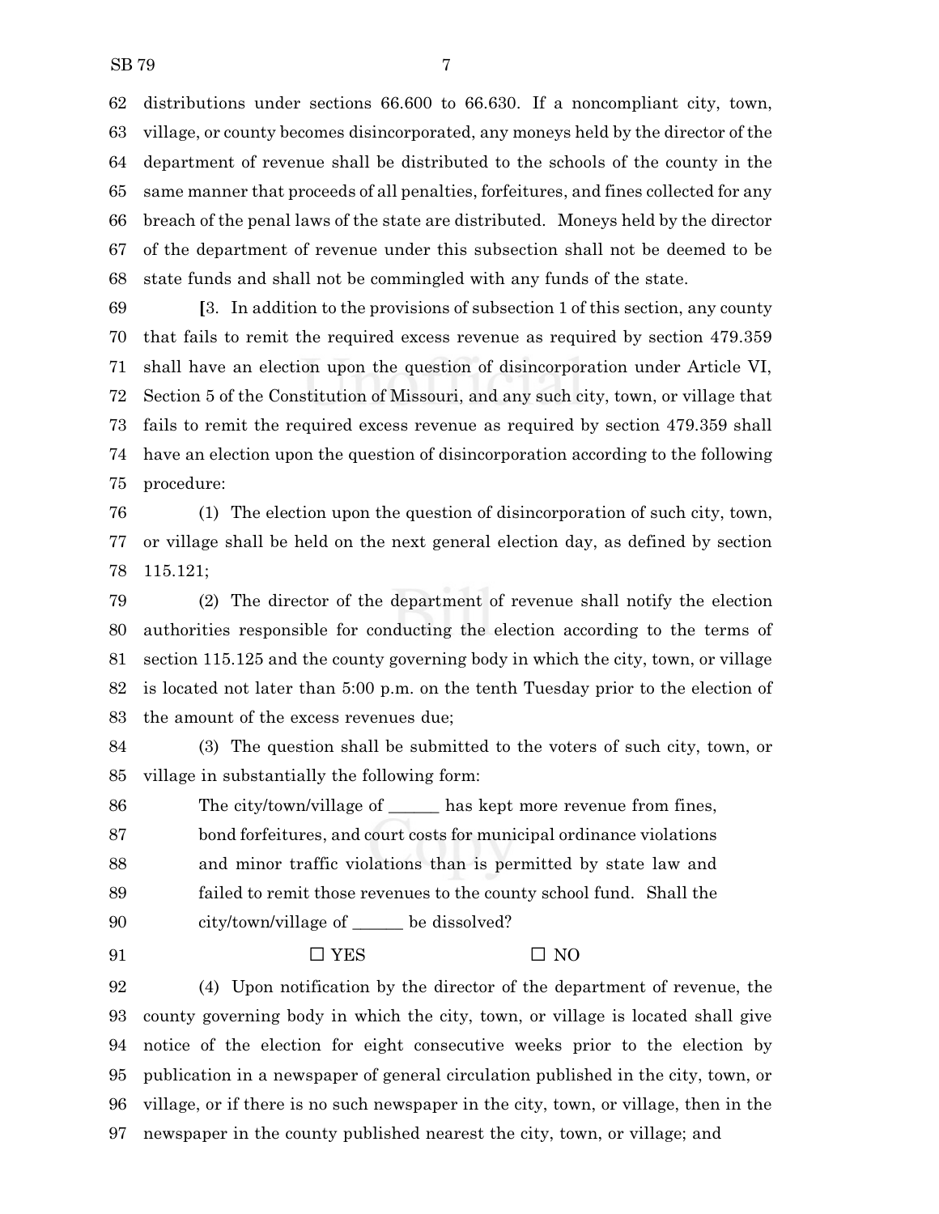distributions under sections 66.600 to 66.630. If a noncompliant city, town, village, or county becomes disincorporated, any moneys held by the director of the department of revenue shall be distributed to the schools of the county in the same manner that proceeds of all penalties, forfeitures, and fines collected for any breach of the penal laws of the state are distributed. Moneys held by the director of the department of revenue under this subsection shall not be deemed to be state funds and shall not be commingled with any funds of the state.

[3. In addition to the provisions of subsection 1 of this section, any county that fails to remit the required excess revenue as required by section 479.359 shall have an election upon the question of disincorporation under Article VI, Section 5 of the Constitution of Missouri, and any such city, town, or village that fails to remit the required excess revenue as required by section 479.359 shall have an election upon the question of disincorporation according to the following procedure:

(1) The election upon the question of disincorporation of such city, town, or village shall be held on the next general election day, as defined by section 115.121;

(2) The director of the department of revenue shall notify the election authorities responsible for conducting the election according to the terms of section 115.125 and the county governing body in which the city, town, or village is located not later than 5:00 p.m. on the tenth Tuesday prior to the election of the amount of the excess revenues due;

(3) The question shall be submitted to the voters of such city, town, or village in substantially the following form:

> The city/town/village of ______ has kept more revenue from fines, bond forfeitures, and court costs for municipal ordinance violations and minor traffic violations than is permitted by state law and failed to remit those revenues to the county school fund. Shall the city/town/village of ______ be dissolved?
>
> ☐ YES ☐ NO

(4) Upon notification by the director of the department of revenue, the county governing body in which the city, town, or village is located shall give notice of the election for eight consecutive weeks prior to the election by publication in a newspaper of general circulation published in the city, town, or village, or if there is no such newspaper in the city, town, or village, then in the newspaper in the county published nearest the city, town, or village; and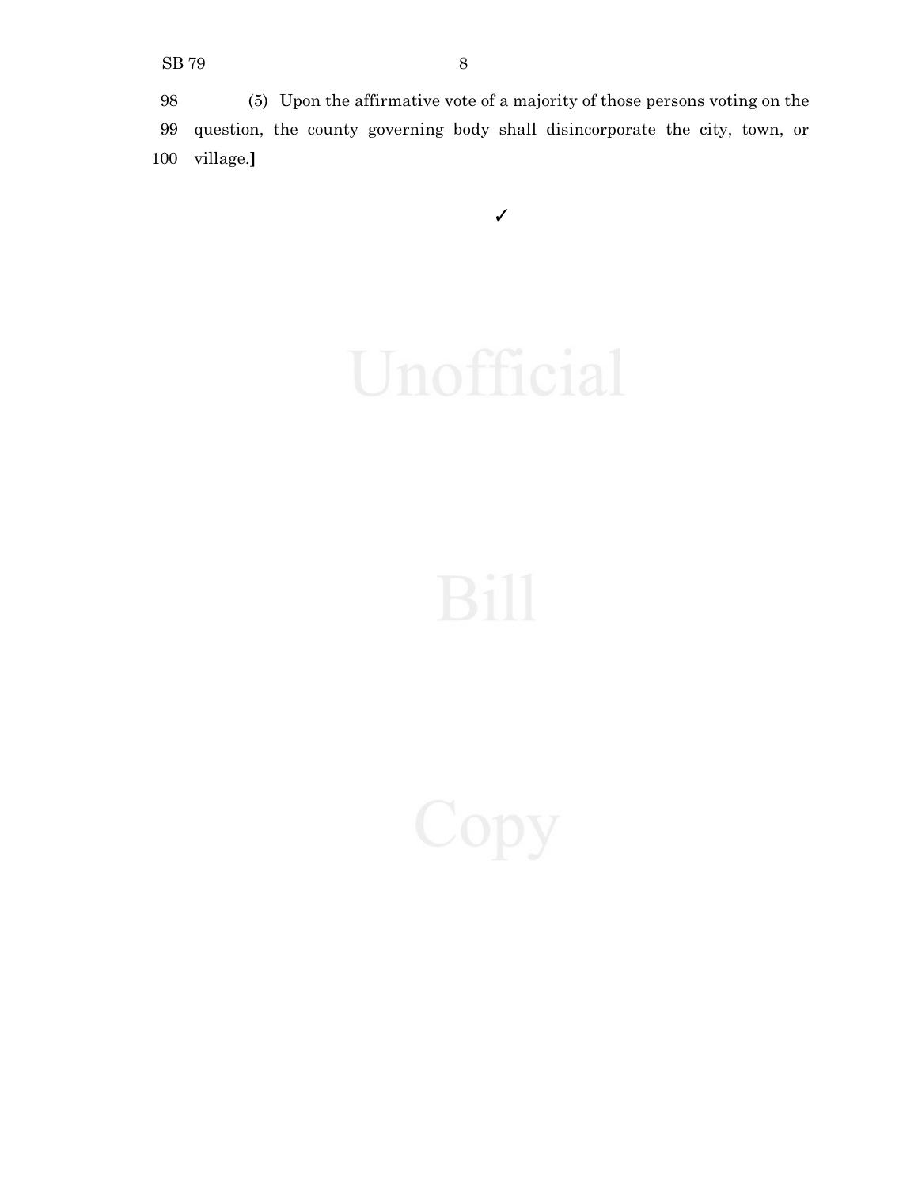98 (5) Upon the affirmative vote of a majority of those persons voting on the
99 question, the county governing body shall disincorporate the city, town, or
100 village.**]**

✓